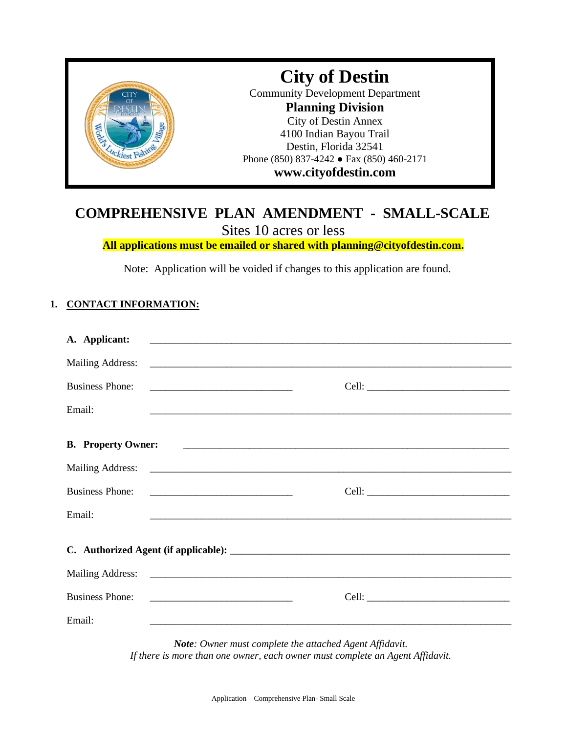# City of Destin

Community Development Department

**Planning Division**

City of Destin Annex
4100 Indian Bayou Trail
Destin, Florida 32541
Phone (850) 837-4242 ● Fax (850) 460-2171
**www.cityofdestin.com**

## COMPREHENSIVE PLAN AMENDMENT - SMALL-SCALE

Sites 10 acres or less

**All applications must be emailed or shared with planning@cityofdestin.com.**

Note: Application will be voided if changes to this application are found.

### 1. CONTACT INFORMATION:

**A. Applicant:** ______________________________________________

Mailing Address: ______________________________________________

Business Phone: ____________________________ Cell: ____________________________

Email: ______________________________________________

**B. Property Owner:** ______________________________________________

Mailing Address: ______________________________________________

Business Phone: ____________________________ Cell: ____________________________

Email: ______________________________________________

**C. Authorized Agent (if applicable):** ______________________________________________

Mailing Address: ______________________________________________

Business Phone: ____________________________ Cell: ____________________________

Email: ______________________________________________

***Note**: Owner must complete the attached Agent Affidavit.*
*If there is more than one owner, each owner must complete an Agent Affidavit.*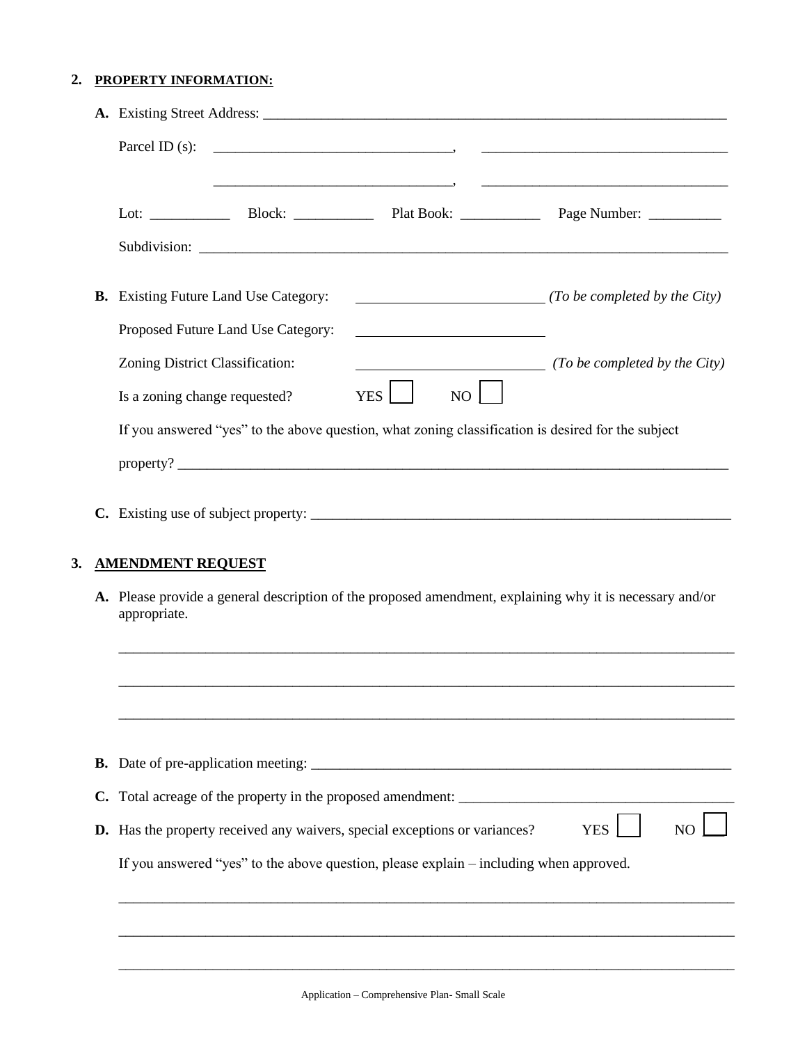2. **PROPERTY INFORMATION:**

   **A.** Existing Street Address: ______________________________________________

   Parcel ID (s): ______________________, ______________________

   ______________________, ______________________

   Lot: __________ Block: __________ Plat Book: __________ Page Number: __________

   Subdivision: ______________________________________________

   **B.** Existing Future Land Use Category: ______________________ *(To be completed by the City)*

   Proposed Future Land Use Category: ______________________

   Zoning District Classification: ______________________ *(To be completed by the City)*

   Is a zoning change requested? YES ☐ NO ☐

   If you answered "yes" to the above question, what zoning classification is desired for the subject property? ______________________________________________

   **C.** Existing use of subject property: ______________________________________________

3. **AMENDMENT REQUEST**

   **A.** Please provide a general description of the proposed amendment, explaining why it is necessary and/or appropriate.

   ______________________________________________

   ______________________________________________

   ______________________________________________

   **B.** Date of pre-application meeting: ______________________________________________

   **C.** Total acreage of the property in the proposed amendment: ______________________

   **D.** Has the property received any waivers, special exceptions or variances? YES ☐ NO ☐

   If you answered "yes" to the above question, please explain – including when approved.

   ______________________________________________

   ______________________________________________

   ______________________________________________

Application – Comprehensive Plan- Small Scale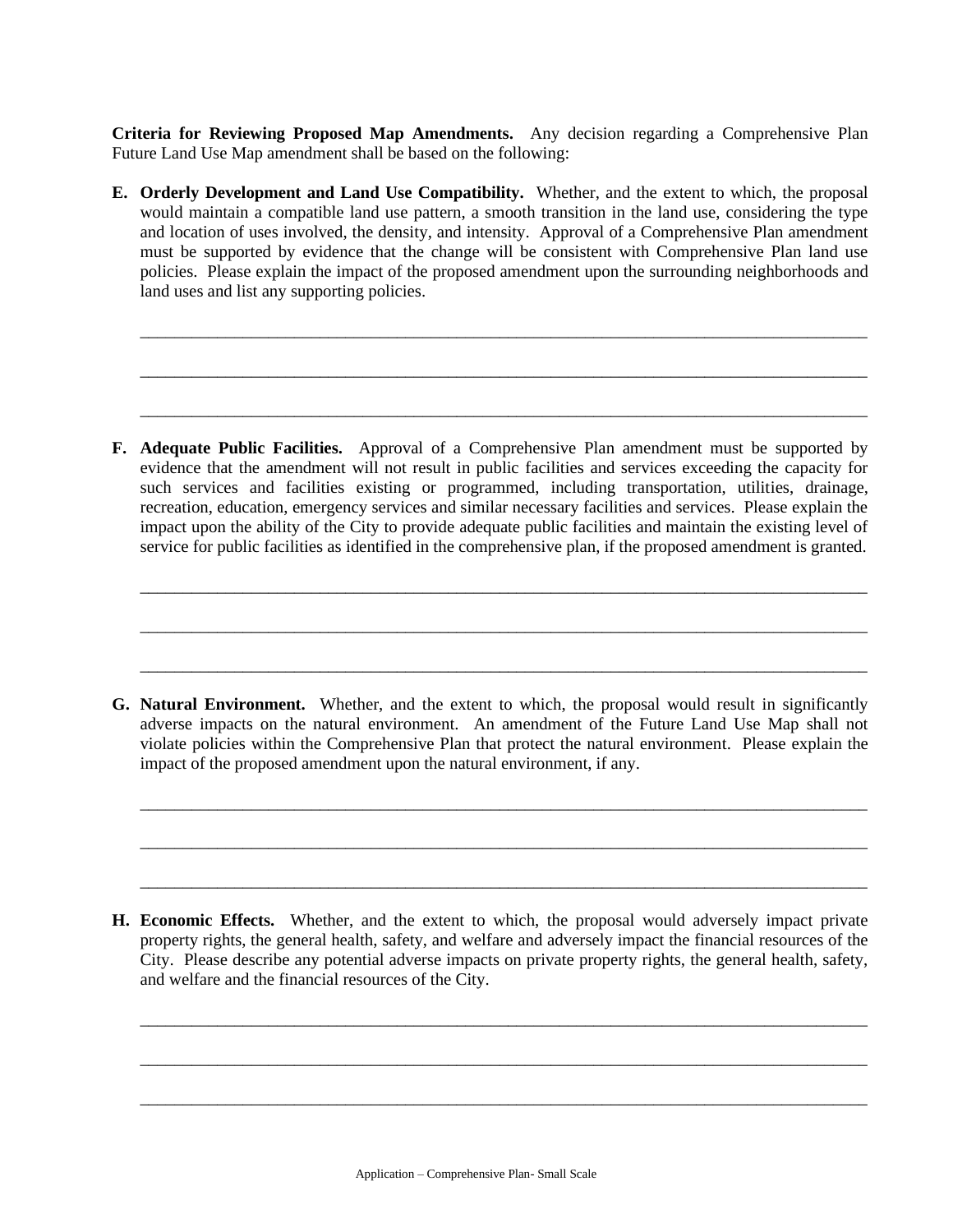**Criteria for Reviewing Proposed Map Amendments.** Any decision regarding a Comprehensive Plan Future Land Use Map amendment shall be based on the following:

**E. Orderly Development and Land Use Compatibility.** Whether, and the extent to which, the proposal would maintain a compatible land use pattern, a smooth transition in the land use, considering the type and location of uses involved, the density, and intensity. Approval of a Comprehensive Plan amendment must be supported by evidence that the change will be consistent with Comprehensive Plan land use policies. Please explain the impact of the proposed amendment upon the surrounding neighborhoods and land uses and list any supporting policies.

\_\_\_\_\_\_\_\_\_\_\_\_\_\_\_\_\_\_\_\_\_\_\_\_\_\_\_\_\_\_\_\_\_\_\_\_\_\_\_\_\_\_\_\_\_\_\_\_\_\_\_\_\_\_\_\_\_\_\_\_\_\_\_\_\_\_\_\_\_\_\_\_\_\_\_\_\_\_

\_\_\_\_\_\_\_\_\_\_\_\_\_\_\_\_\_\_\_\_\_\_\_\_\_\_\_\_\_\_\_\_\_\_\_\_\_\_\_\_\_\_\_\_\_\_\_\_\_\_\_\_\_\_\_\_\_\_\_\_\_\_\_\_\_\_\_\_\_\_\_\_\_\_\_\_\_\_

\_\_\_\_\_\_\_\_\_\_\_\_\_\_\_\_\_\_\_\_\_\_\_\_\_\_\_\_\_\_\_\_\_\_\_\_\_\_\_\_\_\_\_\_\_\_\_\_\_\_\_\_\_\_\_\_\_\_\_\_\_\_\_\_\_\_\_\_\_\_\_\_\_\_\_\_\_\_

**F. Adequate Public Facilities.** Approval of a Comprehensive Plan amendment must be supported by evidence that the amendment will not result in public facilities and services exceeding the capacity for such services and facilities existing or programmed, including transportation, utilities, drainage, recreation, education, emergency services and similar necessary facilities and services. Please explain the impact upon the ability of the City to provide adequate public facilities and maintain the existing level of service for public facilities as identified in the comprehensive plan, if the proposed amendment is granted.

\_\_\_\_\_\_\_\_\_\_\_\_\_\_\_\_\_\_\_\_\_\_\_\_\_\_\_\_\_\_\_\_\_\_\_\_\_\_\_\_\_\_\_\_\_\_\_\_\_\_\_\_\_\_\_\_\_\_\_\_\_\_\_\_\_\_\_\_\_\_\_\_\_\_\_\_\_\_

\_\_\_\_\_\_\_\_\_\_\_\_\_\_\_\_\_\_\_\_\_\_\_\_\_\_\_\_\_\_\_\_\_\_\_\_\_\_\_\_\_\_\_\_\_\_\_\_\_\_\_\_\_\_\_\_\_\_\_\_\_\_\_\_\_\_\_\_\_\_\_\_\_\_\_\_\_\_

\_\_\_\_\_\_\_\_\_\_\_\_\_\_\_\_\_\_\_\_\_\_\_\_\_\_\_\_\_\_\_\_\_\_\_\_\_\_\_\_\_\_\_\_\_\_\_\_\_\_\_\_\_\_\_\_\_\_\_\_\_\_\_\_\_\_\_\_\_\_\_\_\_\_\_\_\_\_

**G. Natural Environment.** Whether, and the extent to which, the proposal would result in significantly adverse impacts on the natural environment. An amendment of the Future Land Use Map shall not violate policies within the Comprehensive Plan that protect the natural environment. Please explain the impact of the proposed amendment upon the natural environment, if any.

\_\_\_\_\_\_\_\_\_\_\_\_\_\_\_\_\_\_\_\_\_\_\_\_\_\_\_\_\_\_\_\_\_\_\_\_\_\_\_\_\_\_\_\_\_\_\_\_\_\_\_\_\_\_\_\_\_\_\_\_\_\_\_\_\_\_\_\_\_\_\_\_\_\_\_\_\_\_

\_\_\_\_\_\_\_\_\_\_\_\_\_\_\_\_\_\_\_\_\_\_\_\_\_\_\_\_\_\_\_\_\_\_\_\_\_\_\_\_\_\_\_\_\_\_\_\_\_\_\_\_\_\_\_\_\_\_\_\_\_\_\_\_\_\_\_\_\_\_\_\_\_\_\_\_\_\_

\_\_\_\_\_\_\_\_\_\_\_\_\_\_\_\_\_\_\_\_\_\_\_\_\_\_\_\_\_\_\_\_\_\_\_\_\_\_\_\_\_\_\_\_\_\_\_\_\_\_\_\_\_\_\_\_\_\_\_\_\_\_\_\_\_\_\_\_\_\_\_\_\_\_\_\_\_\_

**H. Economic Effects.** Whether, and the extent to which, the proposal would adversely impact private property rights, the general health, safety, and welfare and adversely impact the financial resources of the City. Please describe any potential adverse impacts on private property rights, the general health, safety, and welfare and the financial resources of the City.

\_\_\_\_\_\_\_\_\_\_\_\_\_\_\_\_\_\_\_\_\_\_\_\_\_\_\_\_\_\_\_\_\_\_\_\_\_\_\_\_\_\_\_\_\_\_\_\_\_\_\_\_\_\_\_\_\_\_\_\_\_\_\_\_\_\_\_\_\_\_\_\_\_\_\_\_\_\_

\_\_\_\_\_\_\_\_\_\_\_\_\_\_\_\_\_\_\_\_\_\_\_\_\_\_\_\_\_\_\_\_\_\_\_\_\_\_\_\_\_\_\_\_\_\_\_\_\_\_\_\_\_\_\_\_\_\_\_\_\_\_\_\_\_\_\_\_\_\_\_\_\_\_\_\_\_\_

\_\_\_\_\_\_\_\_\_\_\_\_\_\_\_\_\_\_\_\_\_\_\_\_\_\_\_\_\_\_\_\_\_\_\_\_\_\_\_\_\_\_\_\_\_\_\_\_\_\_\_\_\_\_\_\_\_\_\_\_\_\_\_\_\_\_\_\_\_\_\_\_\_\_\_\_\_\_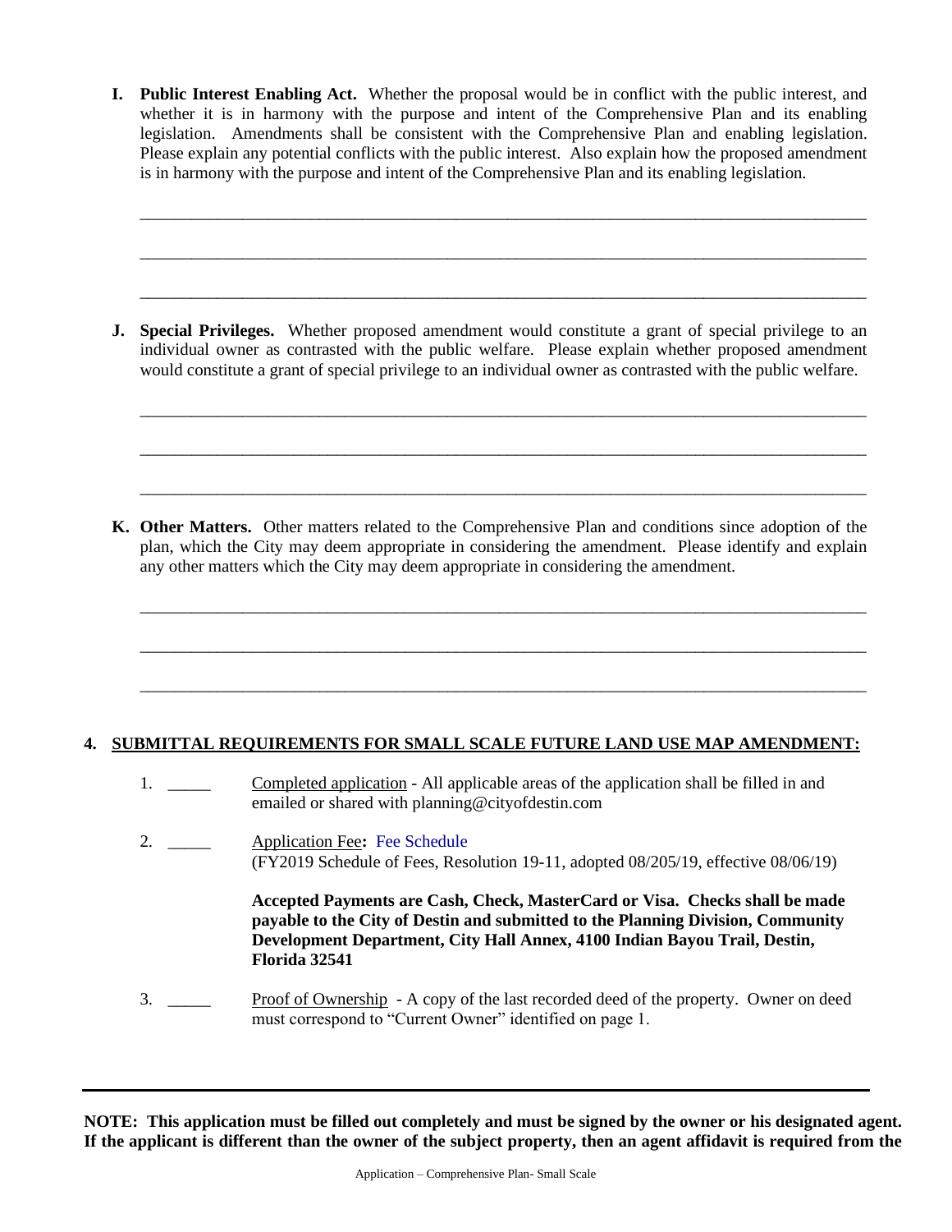**I. Public Interest Enabling Act.** Whether the proposal would be in conflict with the public interest, and whether it is in harmony with the purpose and intent of the Comprehensive Plan and its enabling legislation. Amendments shall be consistent with the Comprehensive Plan and enabling legislation. Please explain any potential conflicts with the public interest. Also explain how the proposed amendment is in harmony with the purpose and intent of the Comprehensive Plan and its enabling legislation.

___________________________________________________________________________________

___________________________________________________________________________________

___________________________________________________________________________________

**J. Special Privileges.** Whether proposed amendment would constitute a grant of special privilege to an individual owner as contrasted with the public welfare. Please explain whether proposed amendment would constitute a grant of special privilege to an individual owner as contrasted with the public welfare.

___________________________________________________________________________________

___________________________________________________________________________________

___________________________________________________________________________________

**K. Other Matters.** Other matters related to the Comprehensive Plan and conditions since adoption of the plan, which the City may deem appropriate in considering the amendment. Please identify and explain any other matters which the City may deem appropriate in considering the amendment.

___________________________________________________________________________________

___________________________________________________________________________________

___________________________________________________________________________________

## 4. SUBMITTAL REQUIREMENTS FOR SMALL SCALE FUTURE LAND USE MAP AMENDMENT:

1. _____ Completed application - All applicable areas of the application shall be filled in and emailed or shared with planning@cityofdestin.com

2. _____ Application Fee**:** Fee Schedule
(FY2019 Schedule of Fees, Resolution 19-11, adopted 08/205/19, effective 08/06/19)

   **Accepted Payments are Cash, Check, MasterCard or Visa. Checks shall be made payable to the City of Destin and submitted to the Planning Division, Community Development Department, City Hall Annex, 4100 Indian Bayou Trail, Destin, Florida 32541**

3. _____ Proof of Ownership - A copy of the last recorded deed of the property. Owner on deed must correspond to "Current Owner" identified on page 1.

---

**NOTE: This application must be filled out completely and must be signed by the owner or his designated agent. If the applicant is different than the owner of the subject property, then an agent affidavit is required from the**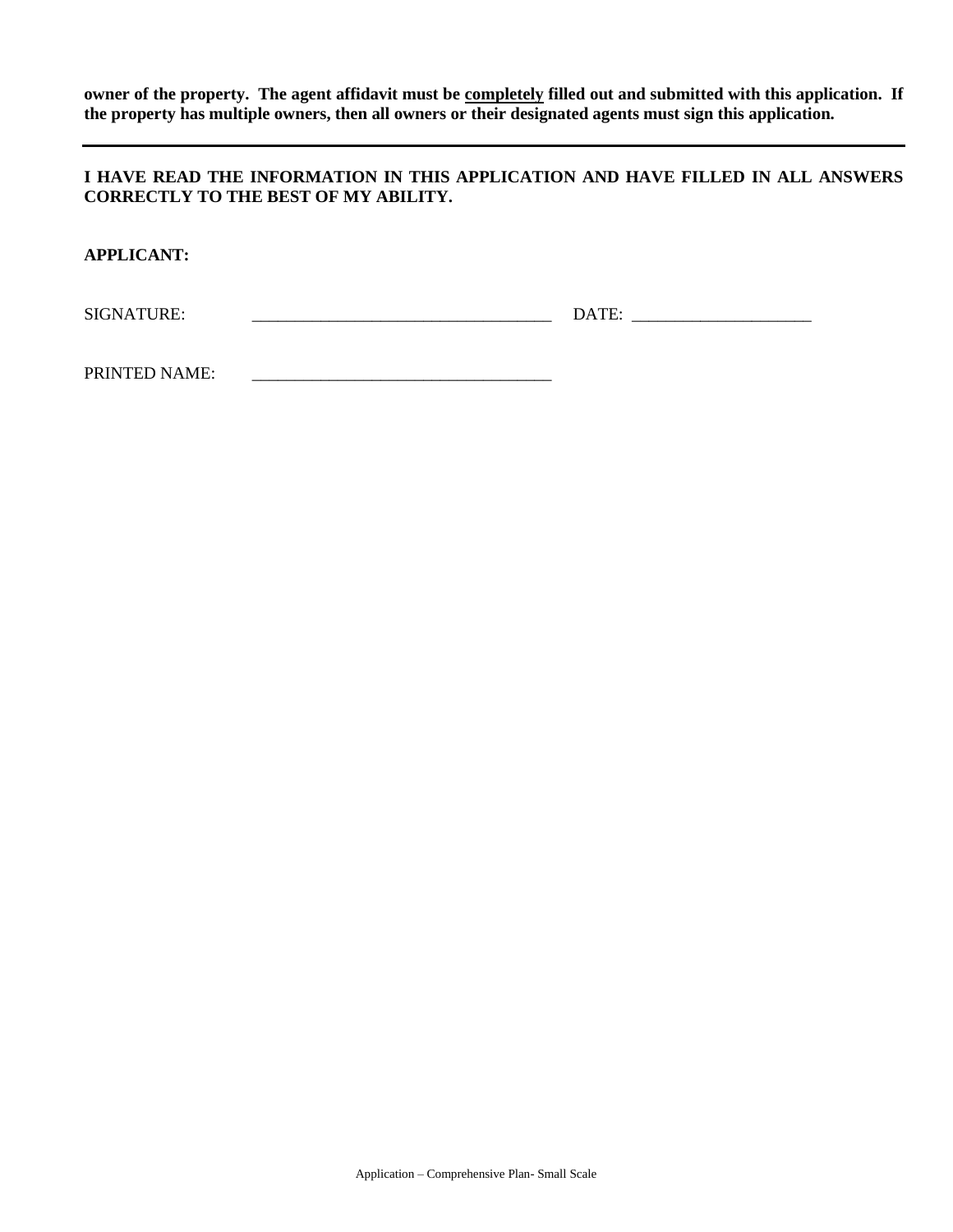**owner of the property. The agent affidavit must be completely filled out and submitted with this application. If the property has multiple owners, then all owners or their designated agents must sign this application.**

---

**I HAVE READ THE INFORMATION IN THIS APPLICATION AND HAVE FILLED IN ALL ANSWERS CORRECTLY TO THE BEST OF MY ABILITY.**

**APPLICANT:**

SIGNATURE: ___________________________________ DATE: _____________________

PRINTED NAME: ___________________________________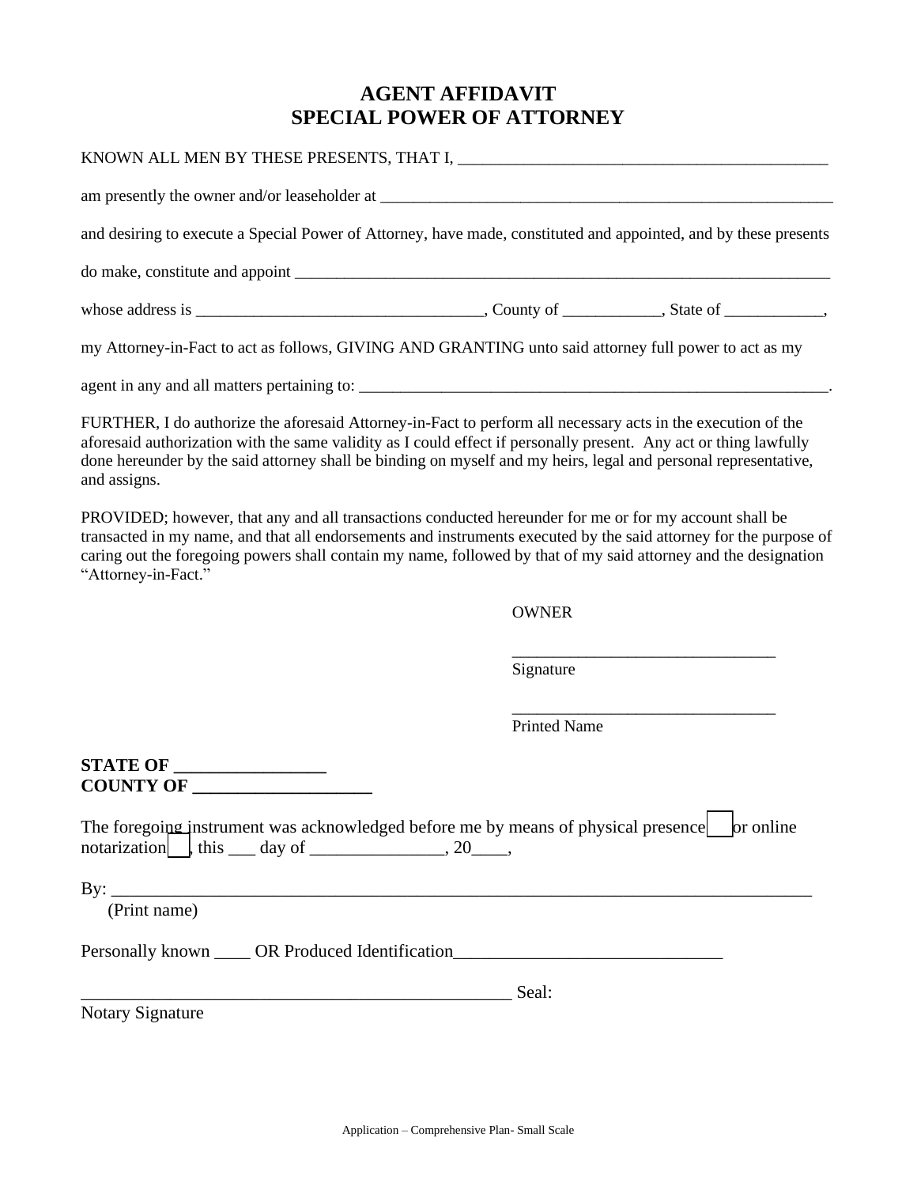# AGENT AFFIDAVIT
# SPECIAL POWER OF ATTORNEY

KNOWN ALL MEN BY THESE PRESENTS, THAT I, ____________________________________________

am presently the owner and/or leaseholder at __________________________________________________________

and desiring to execute a Special Power of Attorney, have made, constituted and appointed, and by these presents

do make, constitute and appoint ____________________________________________________________________

whose address is __________________________________, County of ___________, State of ___________,

my Attorney-in-Fact to act as follows, GIVING AND GRANTING unto said attorney full power to act as my

agent in any and all matters pertaining to: __________________________________________________________.

FURTHER, I do authorize the aforesaid Attorney-in-Fact to perform all necessary acts in the execution of the aforesaid authorization with the same validity as I could effect if personally present. Any act or thing lawfully done hereunder by the said attorney shall be binding on myself and my heirs, legal and personal representative, and assigns.

PROVIDED; however, that any and all transactions conducted hereunder for me or for my account shall be transacted in my name, and that all endorsements and instruments executed by the said attorney for the purpose of caring out the foregoing powers shall contain my name, followed by that of my said attorney and the designation "Attorney-in-Fact."

OWNER

________________________________
Signature

________________________________
Printed Name

**STATE OF _________________**
**COUNTY OF ___________________**

The foregoing instrument was acknowledged before me by means of physical presence ☐ or online notarization ☐, this ___ day of _______________, 20____,

By: ________________________________________________________________________________
(Print name)

Personally known ____ OR Produced Identification______________________________

__________________________________________________ Seal:
Notary Signature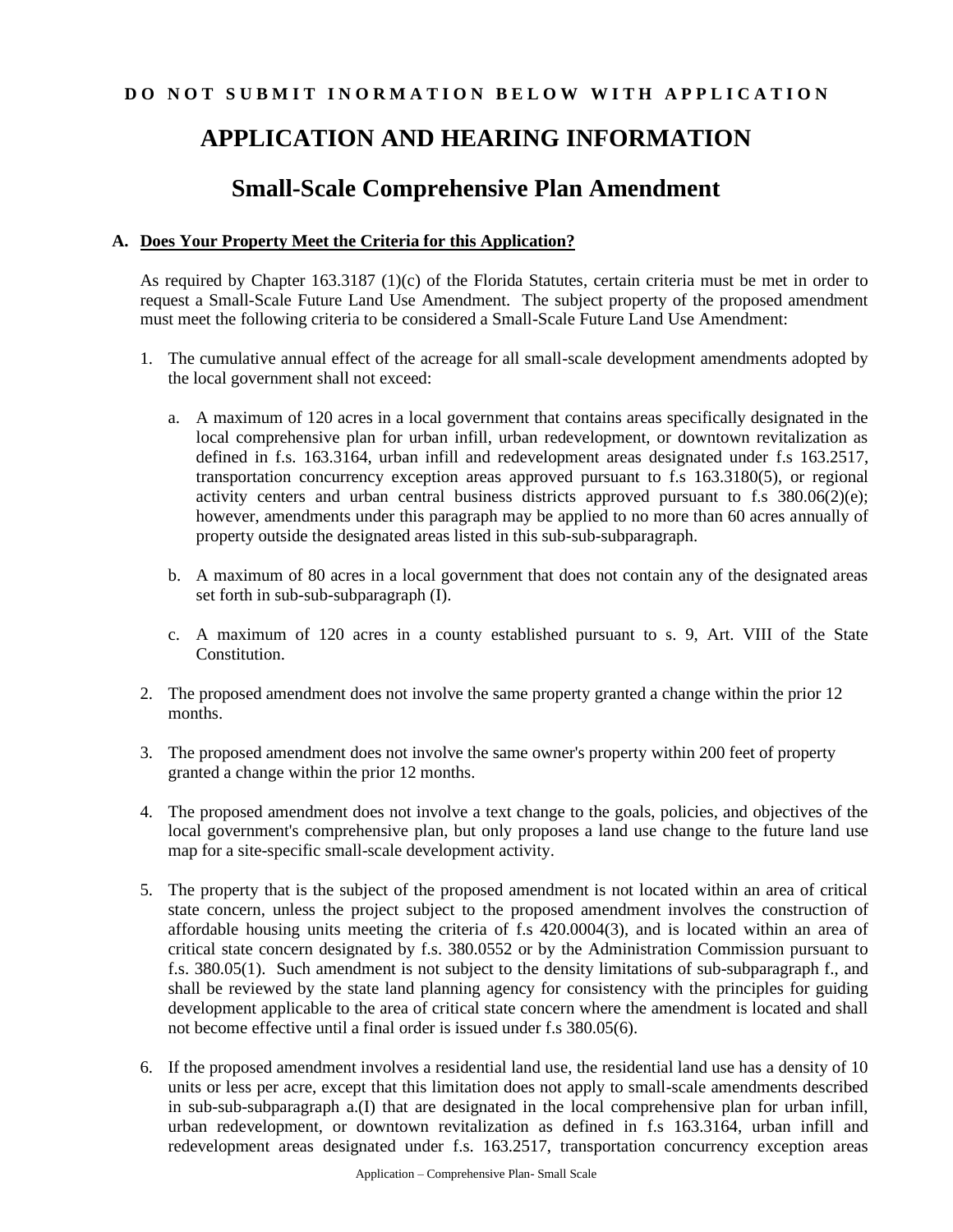**D O N O T S U B M I T I N O R M A T I O N B E L O W W I T H A P P L I C A T I O N**

# APPLICATION AND HEARING INFORMATION

## Small-Scale Comprehensive Plan Amendment

### A. Does Your Property Meet the Criteria for this Application?

As required by Chapter 163.3187 (1)(c) of the Florida Statutes, certain criteria must be met in order to request a Small-Scale Future Land Use Amendment. The subject property of the proposed amendment must meet the following criteria to be considered a Small-Scale Future Land Use Amendment:

1. The cumulative annual effect of the acreage for all small-scale development amendments adopted by the local government shall not exceed:

   a. A maximum of 120 acres in a local government that contains areas specifically designated in the local comprehensive plan for urban infill, urban redevelopment, or downtown revitalization as defined in f.s. 163.3164, urban infill and redevelopment areas designated under f.s 163.2517, transportation concurrency exception areas approved pursuant to f.s 163.3180(5), or regional activity centers and urban central business districts approved pursuant to f.s 380.06(2)(e); however, amendments under this paragraph may be applied to no more than 60 acres annually of property outside the designated areas listed in this sub-sub-subparagraph.

   b. A maximum of 80 acres in a local government that does not contain any of the designated areas set forth in sub-sub-subparagraph (I).

   c. A maximum of 120 acres in a county established pursuant to s. 9, Art. VIII of the State Constitution.

2. The proposed amendment does not involve the same property granted a change within the prior 12 months.

3. The proposed amendment does not involve the same owner's property within 200 feet of property granted a change within the prior 12 months.

4. The proposed amendment does not involve a text change to the goals, policies, and objectives of the local government's comprehensive plan, but only proposes a land use change to the future land use map for a site-specific small-scale development activity.

5. The property that is the subject of the proposed amendment is not located within an area of critical state concern, unless the project subject to the proposed amendment involves the construction of affordable housing units meeting the criteria of f.s 420.0004(3), and is located within an area of critical state concern designated by f.s. 380.0552 or by the Administration Commission pursuant to f.s. 380.05(1). Such amendment is not subject to the density limitations of sub-subparagraph f., and shall be reviewed by the state land planning agency for consistency with the principles for guiding development applicable to the area of critical state concern where the amendment is located and shall not become effective until a final order is issued under f.s 380.05(6).

6. If the proposed amendment involves a residential land use, the residential land use has a density of 10 units or less per acre, except that this limitation does not apply to small-scale amendments described in sub-sub-subparagraph a.(I) that are designated in the local comprehensive plan for urban infill, urban redevelopment, or downtown revitalization as defined in f.s 163.3164, urban infill and redevelopment areas designated under f.s. 163.2517, transportation concurrency exception areas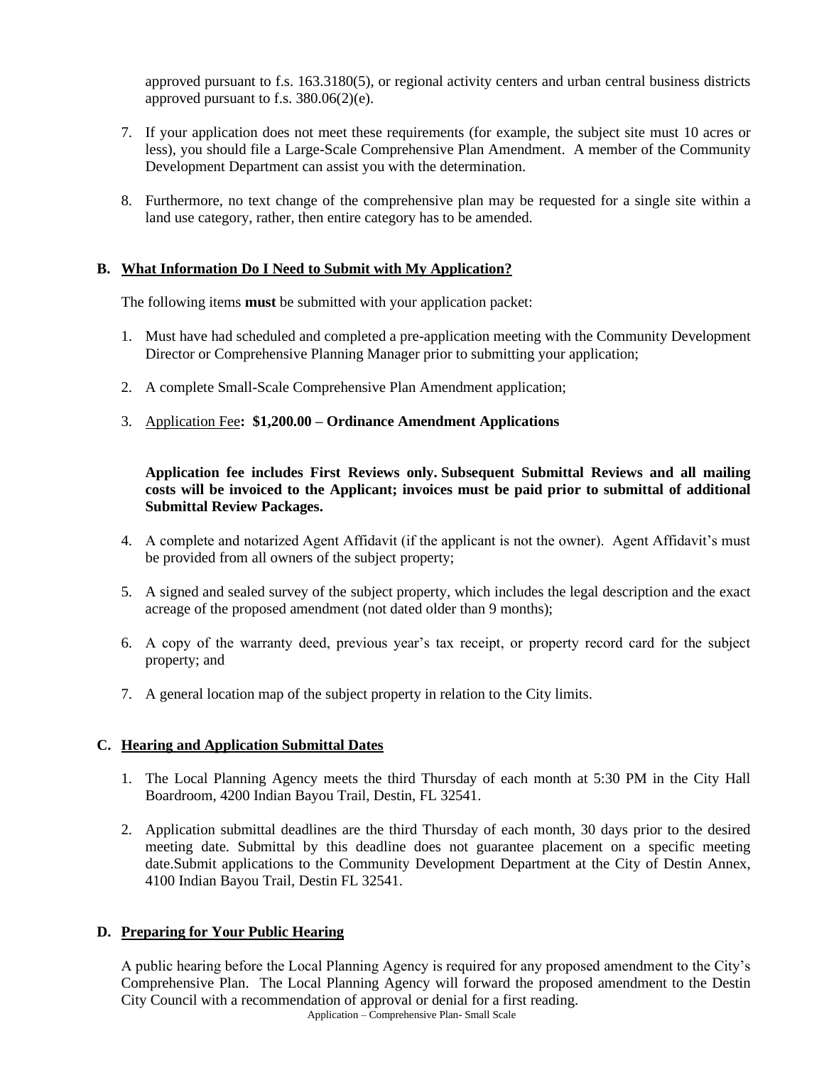approved pursuant to f.s. 163.3180(5), or regional activity centers and urban central business districts approved pursuant to f.s. 380.06(2)(e).

7. If your application does not meet these requirements (for example, the subject site must 10 acres or less), you should file a Large-Scale Comprehensive Plan Amendment. A member of the Community Development Department can assist you with the determination.

8. Furthermore, no text change of the comprehensive plan may be requested for a single site within a land use category, rather, then entire category has to be amended.

## B. What Information Do I Need to Submit with My Application?

The following items **must** be submitted with your application packet:

1. Must have had scheduled and completed a pre-application meeting with the Community Development Director or Comprehensive Planning Manager prior to submitting your application;

2. A complete Small-Scale Comprehensive Plan Amendment application;

3. Application Fee**: $1,200.00 – Ordinance Amendment Applications**

   **Application fee includes First Reviews only. Subsequent Submittal Reviews and all mailing costs will be invoiced to the Applicant; invoices must be paid prior to submittal of additional Submittal Review Packages.**

4. A complete and notarized Agent Affidavit (if the applicant is not the owner). Agent Affidavit's must be provided from all owners of the subject property;

5. A signed and sealed survey of the subject property, which includes the legal description and the exact acreage of the proposed amendment (not dated older than 9 months);

6. A copy of the warranty deed, previous year's tax receipt, or property record card for the subject property; and

7. A general location map of the subject property in relation to the City limits.

## C. Hearing and Application Submittal Dates

1. The Local Planning Agency meets the third Thursday of each month at 5:30 PM in the City Hall Boardroom, 4200 Indian Bayou Trail, Destin, FL 32541.

2. Application submittal deadlines are the third Thursday of each month, 30 days prior to the desired meeting date. Submittal by this deadline does not guarantee placement on a specific meeting date.Submit applications to the Community Development Department at the City of Destin Annex, 4100 Indian Bayou Trail, Destin FL 32541.

## D. Preparing for Your Public Hearing

A public hearing before the Local Planning Agency is required for any proposed amendment to the City's Comprehensive Plan. The Local Planning Agency will forward the proposed amendment to the Destin City Council with a recommendation of approval or denial for a first reading.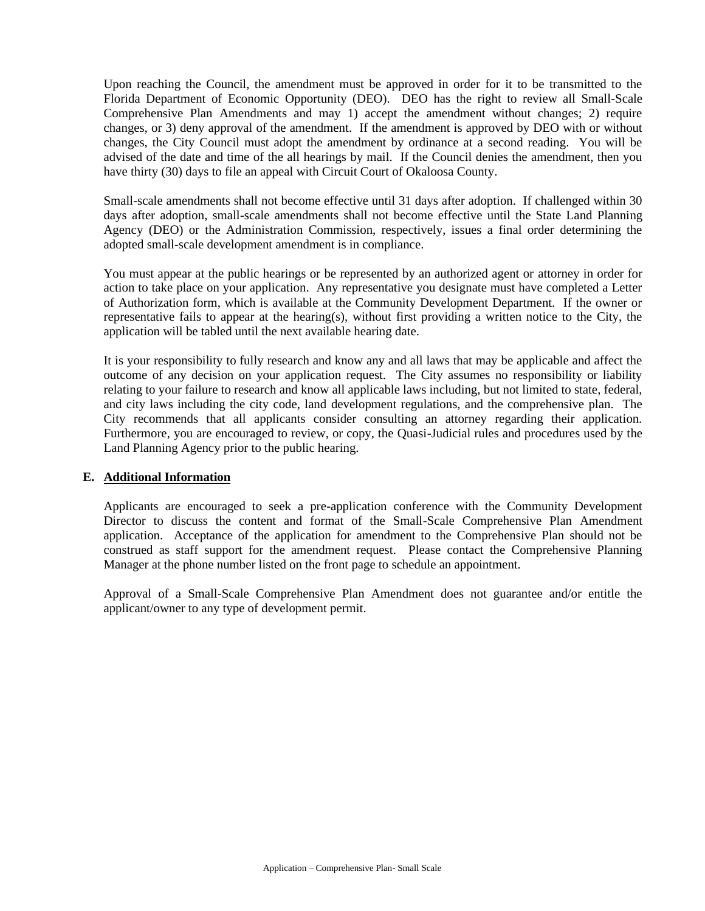Upon reaching the Council, the amendment must be approved in order for it to be transmitted to the Florida Department of Economic Opportunity (DEO). DEO has the right to review all Small-Scale Comprehensive Plan Amendments and may 1) accept the amendment without changes; 2) require changes, or 3) deny approval of the amendment. If the amendment is approved by DEO with or without changes, the City Council must adopt the amendment by ordinance at a second reading. You will be advised of the date and time of the all hearings by mail. If the Council denies the amendment, then you have thirty (30) days to file an appeal with Circuit Court of Okaloosa County.

Small-scale amendments shall not become effective until 31 days after adoption. If challenged within 30 days after adoption, small-scale amendments shall not become effective until the State Land Planning Agency (DEO) or the Administration Commission, respectively, issues a final order determining the adopted small-scale development amendment is in compliance.

You must appear at the public hearings or be represented by an authorized agent or attorney in order for action to take place on your application. Any representative you designate must have completed a Letter of Authorization form, which is available at the Community Development Department. If the owner or representative fails to appear at the hearing(s), without first providing a written notice to the City, the application will be tabled until the next available hearing date.

It is your responsibility to fully research and know any and all laws that may be applicable and affect the outcome of any decision on your application request. The City assumes no responsibility or liability relating to your failure to research and know all applicable laws including, but not limited to state, federal, and city laws including the city code, land development regulations, and the comprehensive plan. The City recommends that all applicants consider consulting an attorney regarding their application. Furthermore, you are encouraged to review, or copy, the Quasi-Judicial rules and procedures used by the Land Planning Agency prior to the public hearing.

**E. Additional Information**

Applicants are encouraged to seek a pre-application conference with the Community Development Director to discuss the content and format of the Small-Scale Comprehensive Plan Amendment application. Acceptance of the application for amendment to the Comprehensive Plan should not be construed as staff support for the amendment request. Please contact the Comprehensive Planning Manager at the phone number listed on the front page to schedule an appointment.

Approval of a Small-Scale Comprehensive Plan Amendment does not guarantee and/or entitle the applicant/owner to any type of development permit.